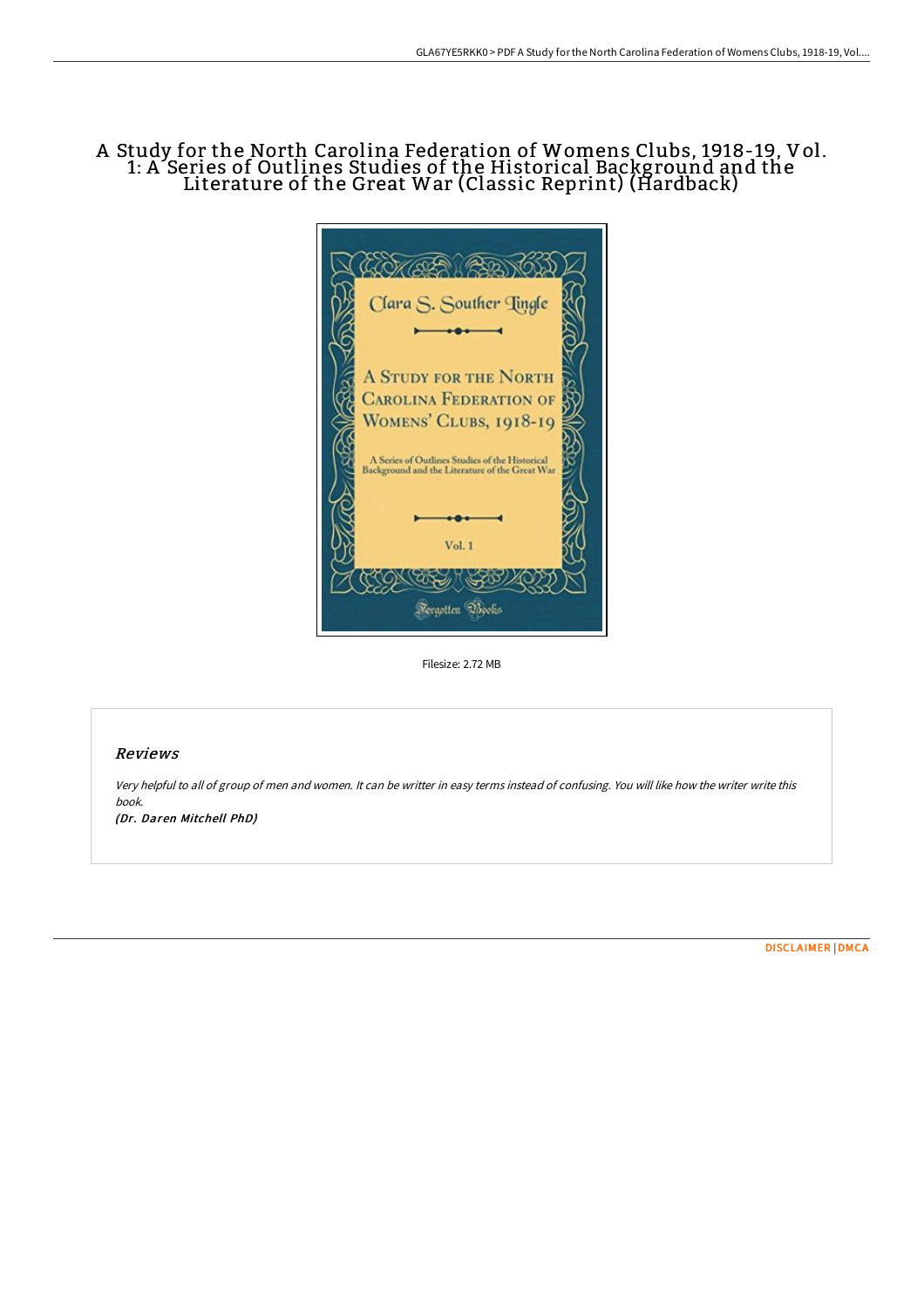# A Study for the North Carolina Federation of Womens Clubs, 1918-19, Vol. 1: A Series of Outlines Studies of the Historical Background and the Literature of the Great War (Classic Reprint) (Hardback)

Filesize: 2.72 MB

## *Reviews*

*Very helpful to all of group of men and women. It can be writter in easy terms instead of confusing. You will like how the writer write this book.*

***(Dr. Daren Mitchell PhD)***

DISCLAIMER | DMCA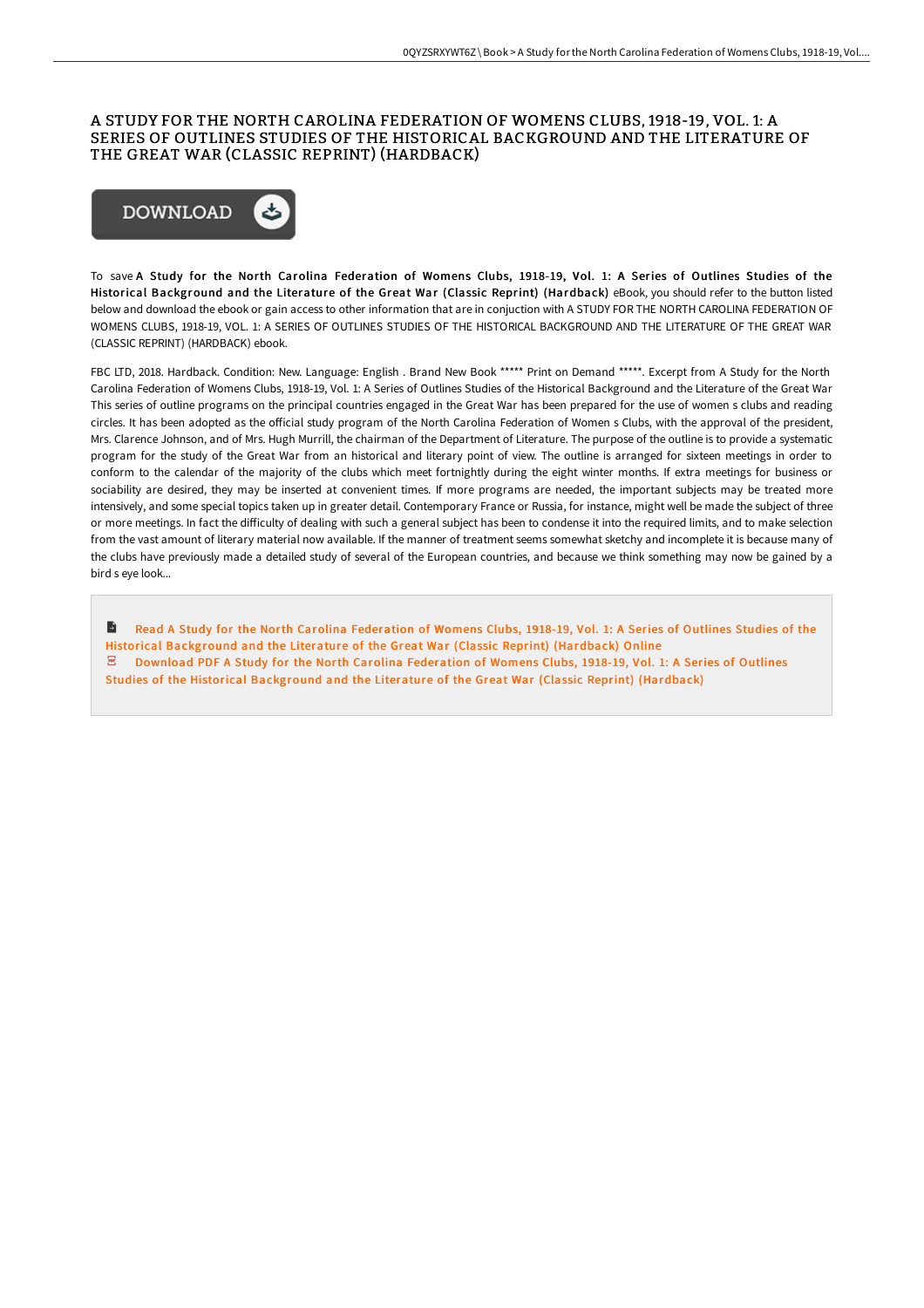# A STUDY FOR THE NORTH CAROLINA FEDERATION OF WOMENS CLUBS, 1918-19, VOL. 1: A SERIES OF OUTLINES STUDIES OF THE HISTORICAL BACKGROUND AND THE LITERATURE OF THE GREAT WAR (CLASSIC REPRINT) (HARDBACK)

DOWNLOAD

To save **A Study for the North Carolina Federation of Womens Clubs, 1918-19, Vol. 1: A Series of Outlines Studies of the Historical Background and the Literature of the Great War (Classic Reprint) (Hardback)** eBook, you should refer to the button listed below and download the ebook or gain access to other information that are in conjuction with A STUDY FOR THE NORTH CAROLINA FEDERATION OF WOMENS CLUBS, 1918-19, VOL. 1: A SERIES OF OUTLINES STUDIES OF THE HISTORICAL BACKGROUND AND THE LITERATURE OF THE GREAT WAR (CLASSIC REPRINT) (HARDBACK) ebook.

FBC LTD, 2018. Hardback. Condition: New. Language: English . Brand New Book ***** Print on Demand *****. Excerpt from A Study for the North Carolina Federation of Womens Clubs, 1918-19, Vol. 1: A Series of Outlines Studies of the Historical Background and the Literature of the Great War This series of outline programs on the principal countries engaged in the Great War has been prepared for the use of women s clubs and reading circles. It has been adopted as the official study program of the North Carolina Federation of Women s Clubs, with the approval of the president, Mrs. Clarence Johnson, and of Mrs. Hugh Murrill, the chairman of the Department of Literature. The purpose of the outline is to provide a systematic program for the study of the Great War from an historical and literary point of view. The outline is arranged for sixteen meetings in order to conform to the calendar of the majority of the clubs which meet fortnightly during the eight winter months. If extra meetings for business or sociability are desired, they may be inserted at convenient times. If more programs are needed, the important subjects may be treated more intensively, and some special topics taken up in greater detail. Contemporary France or Russia, for instance, might well be made the subject of three or more meetings. In fact the difficulty of dealing with such a general subject has been to condense it into the required limits, and to make selection from the vast amount of literary material now available. If the manner of treatment seems somewhat sketchy and incomplete it is because many of the clubs have previously made a detailed study of several of the European countries, and because we think something may now be gained by a bird s eye look...

- Read A Study for the North Carolina Federation of Womens Clubs, 1918-19, Vol. 1: A Series of Outlines Studies of the Historical Background and the Literature of the Great War (Classic Reprint) (Hardback) Online
- Download PDF A Study for the North Carolina Federation of Womens Clubs, 1918-19, Vol. 1: A Series of Outlines Studies of the Historical Background and the Literature of the Great War (Classic Reprint) (Hardback)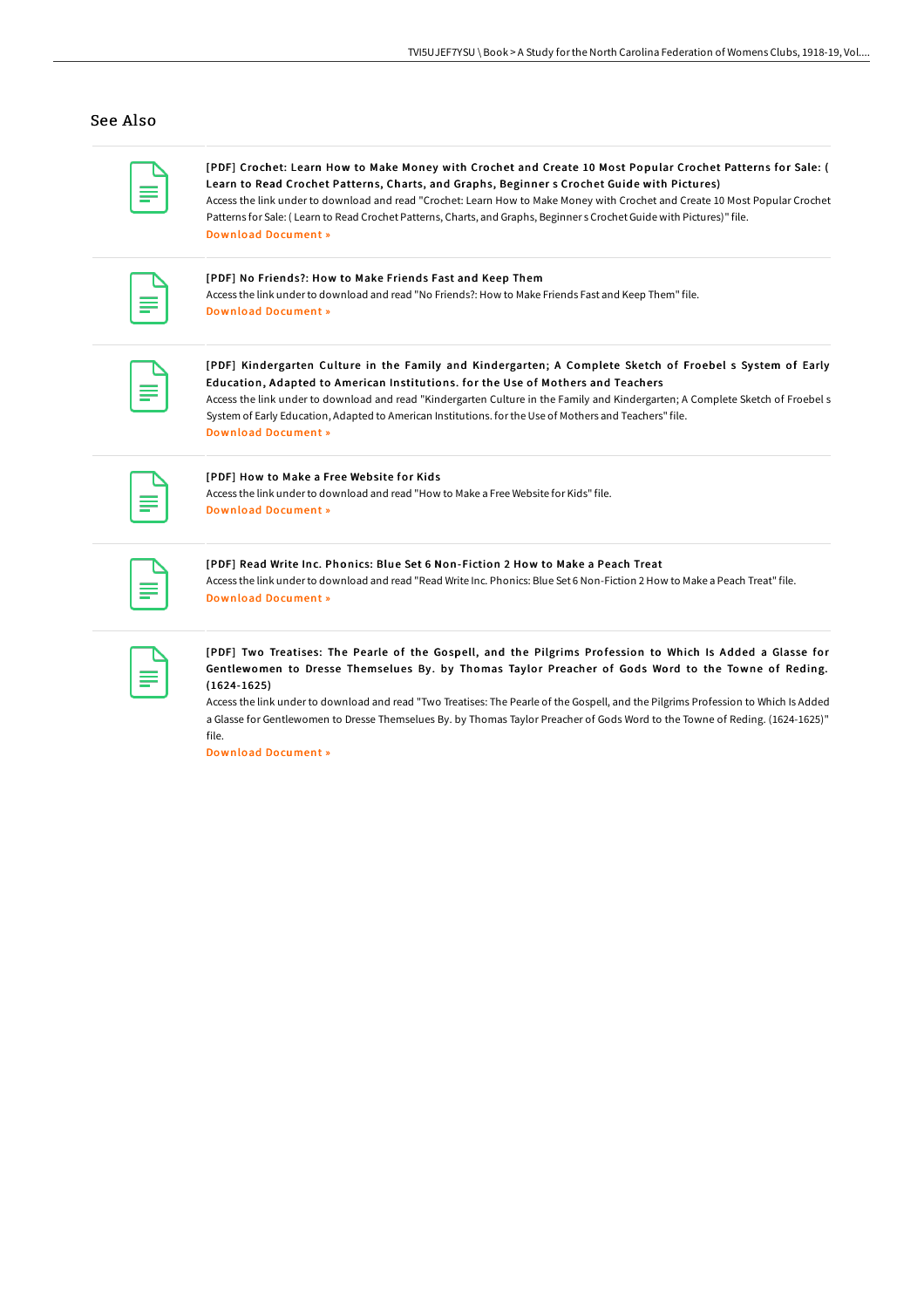## See Also

[PDF] Crochet: Learn How to Make Money with Crochet and Create 10 Most Popular Crochet Patterns for Sale: ( Learn to Read Crochet Patterns, Charts, and Graphs, Beginner s Crochet Guide with Pictures)

Access the link under to download and read "Crochet: Learn How to Make Money with Crochet and Create 10 Most Popular Crochet Patterns for Sale: ( Learn to Read Crochet Patterns, Charts, and Graphs, Beginner s Crochet Guide with Pictures)" file.

Download Document »

[PDF] No Friends?: How to Make Friends Fast and Keep Them

Access the link under to download and read "No Friends?: How to Make Friends Fast and Keep Them" file.

Download Document »

[PDF] Kindergarten Culture in the Family and Kindergarten; A Complete Sketch of Froebel s System of Early Education, Adapted to American Institutions. for the Use of Mothers and Teachers

Access the link under to download and read "Kindergarten Culture in the Family and Kindergarten; A Complete Sketch of Froebel s System of Early Education, Adapted to American Institutions. for the Use of Mothers and Teachers" file.

Download Document »

[PDF] How to Make a Free Website for Kids

Access the link under to download and read "How to Make a Free Website for Kids" file.

Download Document »

[PDF] Read Write Inc. Phonics: Blue Set 6 Non-Fiction 2 How to Make a Peach Treat

Access the link under to download and read "Read Write Inc. Phonics: Blue Set 6 Non-Fiction 2 How to Make a Peach Treat" file.

Download Document »

[PDF] Two Treatises: The Pearle of the Gospell, and the Pilgrims Profession to Which Is Added a Glasse for Gentlewomen to Dresse Themselues By. by Thomas Taylor Preacher of Gods Word to the Towne of Reding. (1624-1625)

Access the link under to download and read "Two Treatises: The Pearle of the Gospell, and the Pilgrims Profession to Which Is Added a Glasse for Gentlewomen to Dresse Themselues By. by Thomas Taylor Preacher of Gods Word to the Towne of Reding. (1624-1625)" file.

Download Document »